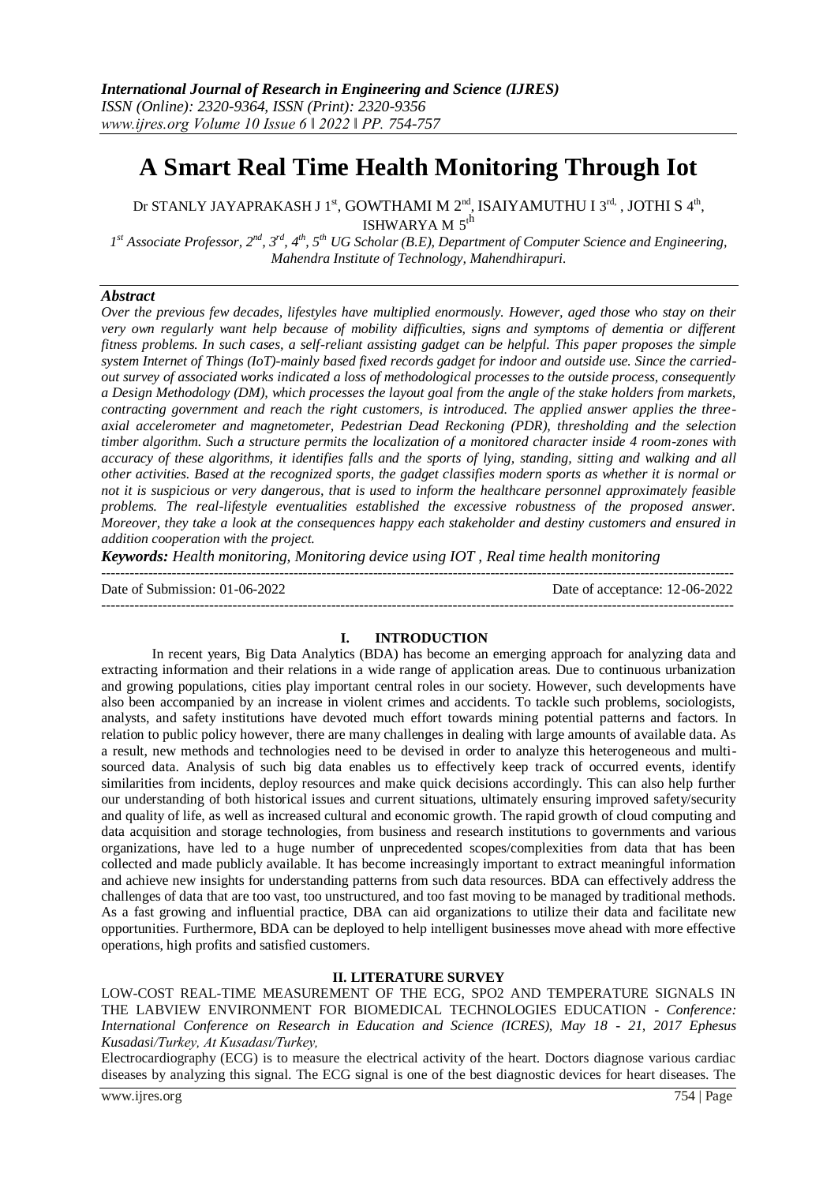# A Smart Real Time Health Monitoring Through Iot

Dr STANLY JAYAPRAKASH J 1[st], GOWTHAMI M 2[nd], ISAIYAMUTHU I 3[rd], JOTHI S 4[th], ISHWARYA M 5[th]

*1[st] Associate Professor, 2[nd], 3[rd], 4[th], 5[th] UG Scholar (B.E), Department of Computer Science and Engineering, Mahendra Institute of Technology, Mahendhirapuri.*

### *Abstract*

*Over the previous few decades, lifestyles have multiplied enormously. However, aged those who stay on their very own regularly want help because of mobility difficulties, signs and symptoms of dementia or different fitness problems. In such cases, a self-reliant assisting gadget can be helpful. This paper proposes the simple system Internet of Things (IoT)-mainly based fixed records gadget for indoor and outside use. Since the carried-out survey of associated works indicated a loss of methodological processes to the outside process, consequently a Design Methodology (DM), which processes the layout goal from the angle of the stake holders from markets, contracting government and reach the right customers, is introduced. The applied answer applies the three-axial accelerometer and magnetometer, Pedestrian Dead Reckoning (PDR), thresholding and the selection timber algorithm. Such a structure permits the localization of a monitored character inside 4 room-zones with accuracy of these algorithms, it identifies falls and the sports of lying, standing, sitting and walking and all other activities. Based at the recognized sports, the gadget classifies modern sports as whether it is normal or not it is suspicious or very dangerous, that is used to inform the healthcare personnel approximately feasible problems. The real-lifestyle eventualities established the excessive robustness of the proposed answer. Moreover, they take a look at the consequences happy each stakeholder and destiny customers and ensured in addition cooperation with the project.*

***Keywords:*** *Health monitoring, Monitoring device using IOT , Real time health monitoring*

---

Date of Submission: 01-06-2022 | Date of acceptance: 12-06-2022

---

## I. INTRODUCTION

In recent years, Big Data Analytics (BDA) has become an emerging approach for analyzing data and extracting information and their relations in a wide range of application areas. Due to continuous urbanization and growing populations, cities play important central roles in our society. However, such developments have also been accompanied by an increase in violent crimes and accidents. To tackle such problems, sociologists, analysts, and safety institutions have devoted much effort towards mining potential patterns and factors. In relation to public policy however, there are many challenges in dealing with large amounts of available data. As a result, new methods and technologies need to be devised in order to analyze this heterogeneous and multi-sourced data. Analysis of such big data enables us to effectively keep track of occurred events, identify similarities from incidents, deploy resources and make quick decisions accordingly. This can also help further our understanding of both historical issues and current situations, ultimately ensuring improved safety/security and quality of life, as well as increased cultural and economic growth. The rapid growth of cloud computing and data acquisition and storage technologies, from business and research institutions to governments and various organizations, have led to a huge number of unprecedented scopes/complexities from data that has been collected and made publicly available. It has become increasingly important to extract meaningful information and achieve new insights for understanding patterns from such data resources. BDA can effectively address the challenges of data that are too vast, too unstructured, and too fast moving to be managed by traditional methods. As a fast growing and influential practice, DBA can aid organizations to utilize their data and facilitate new opportunities. Furthermore, BDA can be deployed to help intelligent businesses move ahead with more effective operations, high profits and satisfied customers.

## II. LITERATURE SURVEY

LOW-COST REAL-TIME MEASUREMENT OF THE ECG, SPO2 AND TEMPERATURE SIGNALS IN THE LABVIEW ENVIRONMENT FOR BIOMEDICAL TECHNOLOGIES EDUCATION - *Conference: International Conference on Research in Education and Science (ICRES), May 18 - 21, 2017 Ephesus Kusadasi/Turkey, At Kusadası/Turkey,*

Electrocardiography (ECG) is to measure the electrical activity of the heart. Doctors diagnose various cardiac diseases by analyzing this signal. The ECG signal is one of the best diagnostic devices for heart diseases. The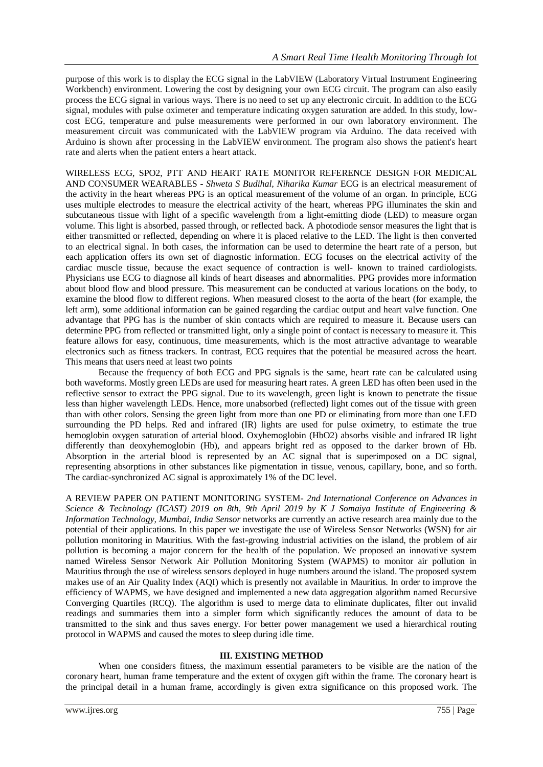purpose of this work is to display the ECG signal in the LabVIEW (Laboratory Virtual Instrument Engineering Workbench) environment. Lowering the cost by designing your own ECG circuit. The program can also easily process the ECG signal in various ways. There is no need to set up any electronic circuit. In addition to the ECG signal, modules with pulse oximeter and temperature indicating oxygen saturation are added. In this study, low-cost ECG, temperature and pulse measurements were performed in our own laboratory environment. The measurement circuit was communicated with the LabVIEW program via Arduino. The data received with Arduino is shown after processing in the LabVIEW environment. The program also shows the patient's heart rate and alerts when the patient enters a heart attack.

WIRELESS ECG, SPO2, PTT AND HEART RATE MONITOR REFERENCE DESIGN FOR MEDICAL AND CONSUMER WEARABLES - *Shweta S Budihal, Niharika Kumar* ECG is an electrical measurement of the activity in the heart whereas PPG is an optical measurement of the volume of an organ. In principle, ECG uses multiple electrodes to measure the electrical activity of the heart, whereas PPG illuminates the skin and subcutaneous tissue with light of a specific wavelength from a light-emitting diode (LED) to measure organ volume. This light is absorbed, passed through, or reflected back. A photodiode sensor measures the light that is either transmitted or reflected, depending on where it is placed relative to the LED. The light is then converted to an electrical signal. In both cases, the information can be used to determine the heart rate of a person, but each application offers its own set of diagnostic information. ECG focuses on the electrical activity of the cardiac muscle tissue, because the exact sequence of contraction is well- known to trained cardiologists. Physicians use ECG to diagnose all kinds of heart diseases and abnormalities. PPG provides more information about blood flow and blood pressure. This measurement can be conducted at various locations on the body, to examine the blood flow to different regions. When measured closest to the aorta of the heart (for example, the left arm), some additional information can be gained regarding the cardiac output and heart valve function. One advantage that PPG has is the number of skin contacts which are required to measure it. Because users can determine PPG from reflected or transmitted light, only a single point of contact is necessary to measure it. This feature allows for easy, continuous, time measurements, which is the most attractive advantage to wearable electronics such as fitness trackers. In contrast, ECG requires that the potential be measured across the heart. This means that users need at least two points

Because the frequency of both ECG and PPG signals is the same, heart rate can be calculated using both waveforms. Mostly green LEDs are used for measuring heart rates. A green LED has often been used in the reflective sensor to extract the PPG signal. Due to its wavelength, green light is known to penetrate the tissue less than higher wavelength LEDs. Hence, more unabsorbed (reflected) light comes out of the tissue with green than with other colors. Sensing the green light from more than one PD or eliminating from more than one LED surrounding the PD helps. Red and infrared (IR) lights are used for pulse oximetry, to estimate the true hemoglobin oxygen saturation of arterial blood. Oxyhemoglobin ($HbO_2$) absorbs visible and infrared IR light differently than deoxyhemoglobin (Hb), and appears bright red as opposed to the darker brown of Hb. Absorption in the arterial blood is represented by an AC signal that is superimposed on a DC signal, representing absorptions in other substances like pigmentation in tissue, venous, capillary, bone, and so forth. The cardiac-synchronized AC signal is approximately 1% of the DC level.

A REVIEW PAPER ON PATIENT MONITORING SYSTEM- *2nd International Conference on Advances in Science & Technology (ICAST) 2019 on 8th, 9th April 2019 by K J Somaiya Institute of Engineering & Information Technology, Mumbai, India Sensor* networks are currently an active research area mainly due to the potential of their applications. In this paper we investigate the use of Wireless Sensor Networks (WSN) for air pollution monitoring in Mauritius. With the fast-growing industrial activities on the island, the problem of air pollution is becoming a major concern for the health of the population. We proposed an innovative system named Wireless Sensor Network Air Pollution Monitoring System (WAPMS) to monitor air pollution in Mauritius through the use of wireless sensors deployed in huge numbers around the island. The proposed system makes use of an Air Quality Index (AQI) which is presently not available in Mauritius. In order to improve the efficiency of WAPMS, we have designed and implemented a new data aggregation algorithm named Recursive Converging Quartiles (RCQ). The algorithm is used to merge data to eliminate duplicates, filter out invalid readings and summaries them into a simpler form which significantly reduces the amount of data to be transmitted to the sink and thus saves energy. For better power management we used a hierarchical routing protocol in WAPMS and caused the motes to sleep during idle time.

## III. EXISTING METHOD

When one considers fitness, the maximum essential parameters to be visible are the nation of the coronary heart, human frame temperature and the extent of oxygen gift within the frame. The coronary heart is the principal detail in a human frame, accordingly is given extra significance on this proposed work. The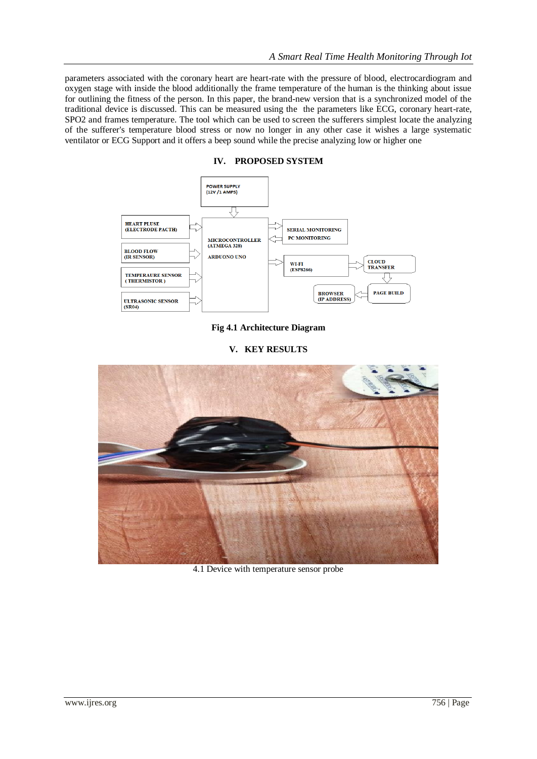parameters associated with the coronary heart are heart-rate with the pressure of blood, electrocardiogram and oxygen stage with inside the blood additionally the frame temperature of the human is the thinking about issue for outlining the fitness of the person. In this paper, the brand-new version that is a synchronized model of the traditional device is discussed. This can be measured using the the parameters like ECG, coronary heart-rate, SPO2 and frames temperature. The tool which can be used to screen the sufferers simplest locate the analyzing of the sufferer's temperature blood stress or now no longer in any other case it wishes a large systematic ventilator or ECG Support and it offers a beep sound while the precise analyzing low or higher one

## IV. PROPOSED SYSTEM

Fig 4.1 Architecture Diagram

## V. KEY RESULTS

4.1 Device with temperature sensor probe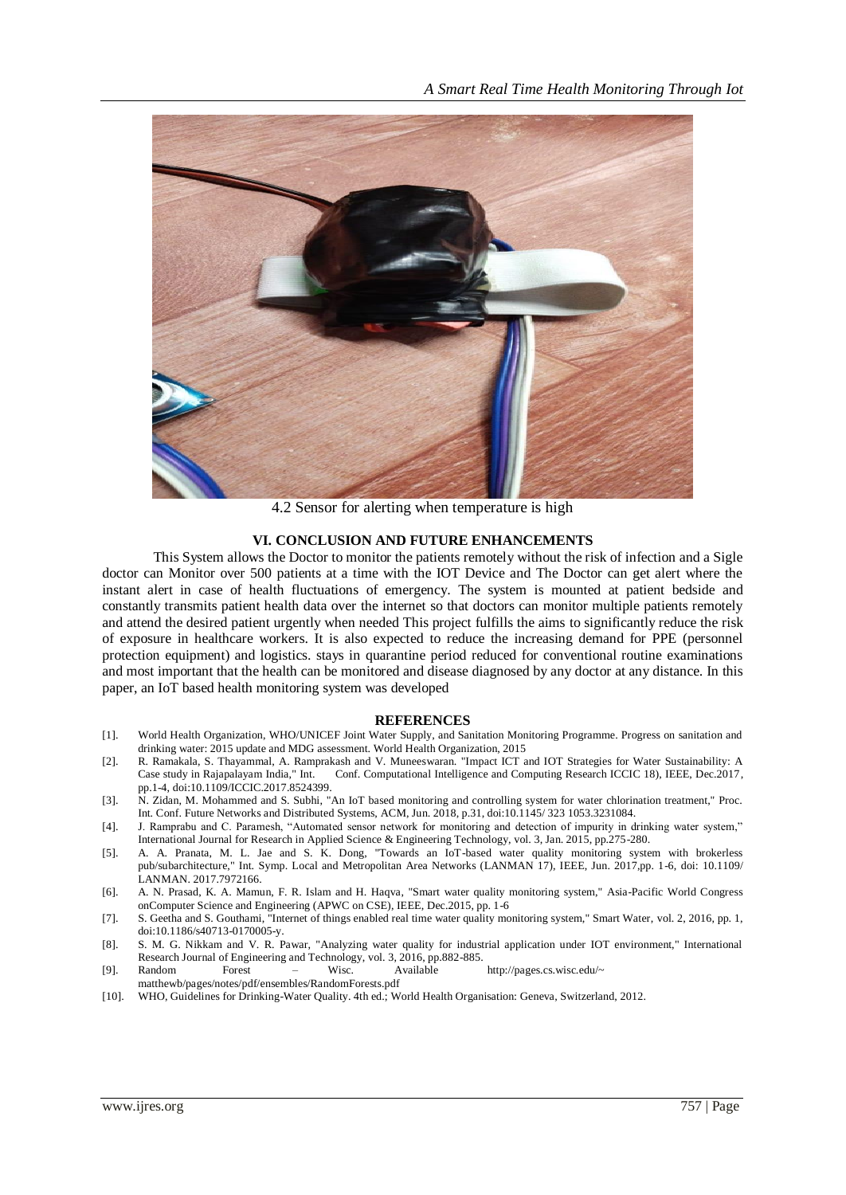4.2 Sensor for alerting when temperature is high

## VI. CONCLUSION AND FUTURE ENHANCEMENTS

This System allows the Doctor to monitor the patients remotely without the risk of infection and a Sigle doctor can Monitor over 500 patients at a time with the IOT Device and The Doctor can get alert where the instant alert in case of health fluctuations of emergency. The system is mounted at patient bedside and constantly transmits patient health data over the internet so that doctors can monitor multiple patients remotely and attend the desired patient urgently when needed This project fulfills the aims to significantly reduce the risk of exposure in healthcare workers. It is also expected to reduce the increasing demand for PPE (personnel protection equipment) and logistics. stays in quarantine period reduced for conventional routine examinations and most important that the health can be monitored and disease diagnosed by any doctor at any distance. In this paper, an IoT based health monitoring system was developed

## REFERENCES

[1]. World Health Organization, WHO/UNICEF Joint Water Supply, and Sanitation Monitoring Programme. Progress on sanitation and drinking water: 2015 update and MDG assessment. World Health Organization, 2015

[2]. R. Ramakala, S. Thayammal, A. Ramprakash and V. Muneeswaran. "Impact ICT and IOT Strategies for Water Sustainability: A Case study in Rajapalayam India," Int. Conf. Computational Intelligence and Computing Research ICCIC 18), IEEE, Dec.2017, pp.1-4, doi:10.1109/ICCIC.2017.8524399.

[3]. N. Zidan, M. Mohammed and S. Subhi, "An IoT based monitoring and controlling system for water chlorination treatment," Proc. Int. Conf. Future Networks and Distributed Systems, ACM, Jun. 2018, p.31, doi:10.1145/ 323 1053.3231084.

[4]. J. Ramprabu and C. Paramesh, "Automated sensor network for monitoring and detection of impurity in drinking water system," International Journal for Research in Applied Science & Engineering Technology, vol. 3, Jan. 2015, pp.275-280.

[5]. A. A. Pranata, M. L. Jae and S. K. Dong, "Towards an IoT-based water quality monitoring system with brokerless pub/subarchitecture," Int. Symp. Local and Metropolitan Area Networks (LANMAN 17), IEEE, Jun. 2017,pp. 1-6, doi: 10.1109/ LANMAN. 2017.7972166.

[6]. A. N. Prasad, K. A. Mamun, F. R. Islam and H. Haqva, "Smart water quality monitoring system," Asia-Pacific World Congress onComputer Science and Engineering (APWC on CSE), IEEE, Dec.2015, pp. 1-6

[7]. S. Geetha and S. Gouthami, "Internet of things enabled real time water quality monitoring system," Smart Water, vol. 2, 2016, pp. 1, doi:10.1186/s40713-0170005-y.

[8]. S. M. G. Nikkam and V. R. Pawar, "Analyzing water quality for industrial application under IOT environment," International Research Journal of Engineering and Technology, vol. 3, 2016, pp.882-885.

[9]. Random Forest – Wisc. Available http://pages.cs.wisc.edu/~matthewb/pages/notes/pdf/ensembles/RandomForests.pdf

[10]. WHO, Guidelines for Drinking-Water Quality. 4th ed.; World Health Organisation: Geneva, Switzerland, 2012.